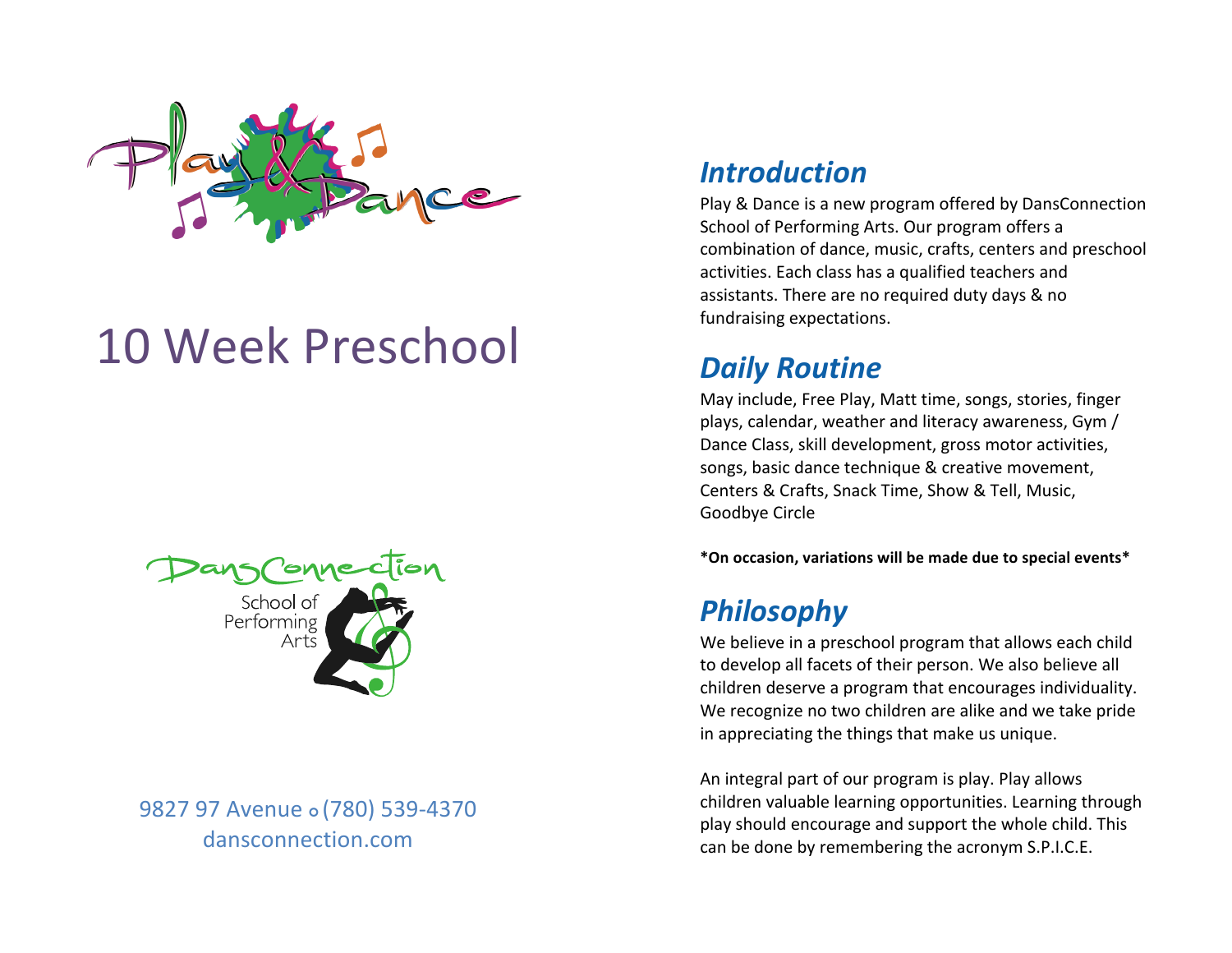Play & Dance

# 10 Week Preschool

DansConnection School of Performing Arts

9827 97 Avenue ∘ (780) 539-4370
dansconnection.com

## *Introduction*

Play & Dance is a new program offered by DansConnection School of Performing Arts. Our program offers a combination of dance, music, crafts, centers and preschool activities. Each class has a qualified teachers and assistants. There are no required duty days & no fundraising expectations.

## *Daily Routine*

May include, Free Play, Matt time, songs, stories, finger plays, calendar, weather and literacy awareness, Gym / Dance Class, skill development, gross motor activities, songs, basic dance technique & creative movement, Centers & Crafts, Snack Time, Show & Tell, Music, Goodbye Circle

**\*On occasion, variations will be made due to special events\***

## *Philosophy*

We believe in a preschool program that allows each child to develop all facets of their person. We also believe all children deserve a program that encourages individuality. We recognize no two children are alike and we take pride in appreciating the things that make us unique.

An integral part of our program is play. Play allows children valuable learning opportunities. Learning through play should encourage and support the whole child. This can be done by remembering the acronym S.P.I.C.E.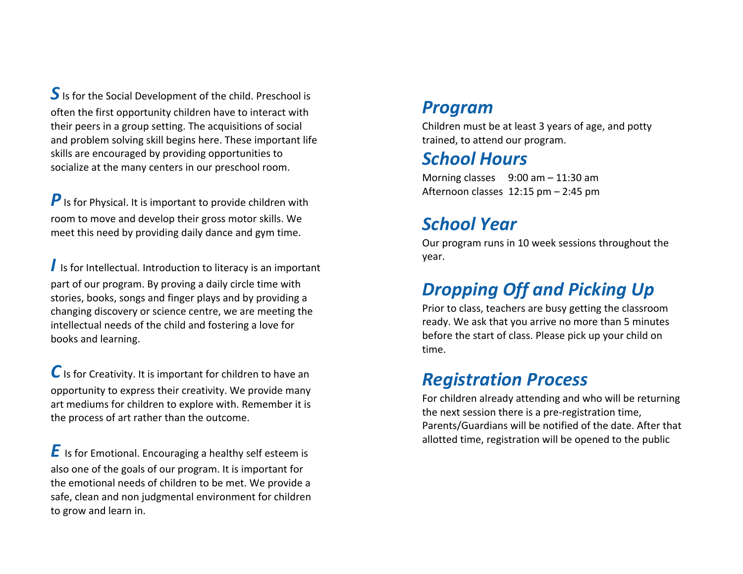***S*** Is for the Social Development of the child. Preschool is often the first opportunity children have to interact with their peers in a group setting. The acquisitions of social and problem solving skill begins here. These important life skills are encouraged by providing opportunities to socialize at the many centers in our preschool room.

***P*** Is for Physical. It is important to provide children with room to move and develop their gross motor skills. We meet this need by providing daily dance and gym time.

***I*** Is for Intellectual. Introduction to literacy is an important part of our program. By proving a daily circle time with stories, books, songs and finger plays and by providing a changing discovery or science centre, we are meeting the intellectual needs of the child and fostering a love for books and learning.

***C*** Is for Creativity. It is important for children to have an opportunity to express their creativity. We provide many art mediums for children to explore with. Remember it is the process of art rather than the outcome.

***E*** Is for Emotional. Encouraging a healthy self esteem is also one of the goals of our program. It is important for the emotional needs of children to be met. We provide a safe, clean and non judgmental environment for children to grow and learn in.

## *Program*

Children must be at least 3 years of age, and potty trained, to attend our program.

## *School Hours*

Morning classes 9:00 am – 11:30 am
Afternoon classes 12:15 pm – 2:45 pm

## *School Year*

Our program runs in 10 week sessions throughout the year.

## *Dropping Off and Picking Up*

Prior to class, teachers are busy getting the classroom ready. We ask that you arrive no more than 5 minutes before the start of class. Please pick up your child on time.

## *Registration Process*

For children already attending and who will be returning the next session there is a pre-registration time, Parents/Guardians will be notified of the date. After that allotted time, registration will be opened to the public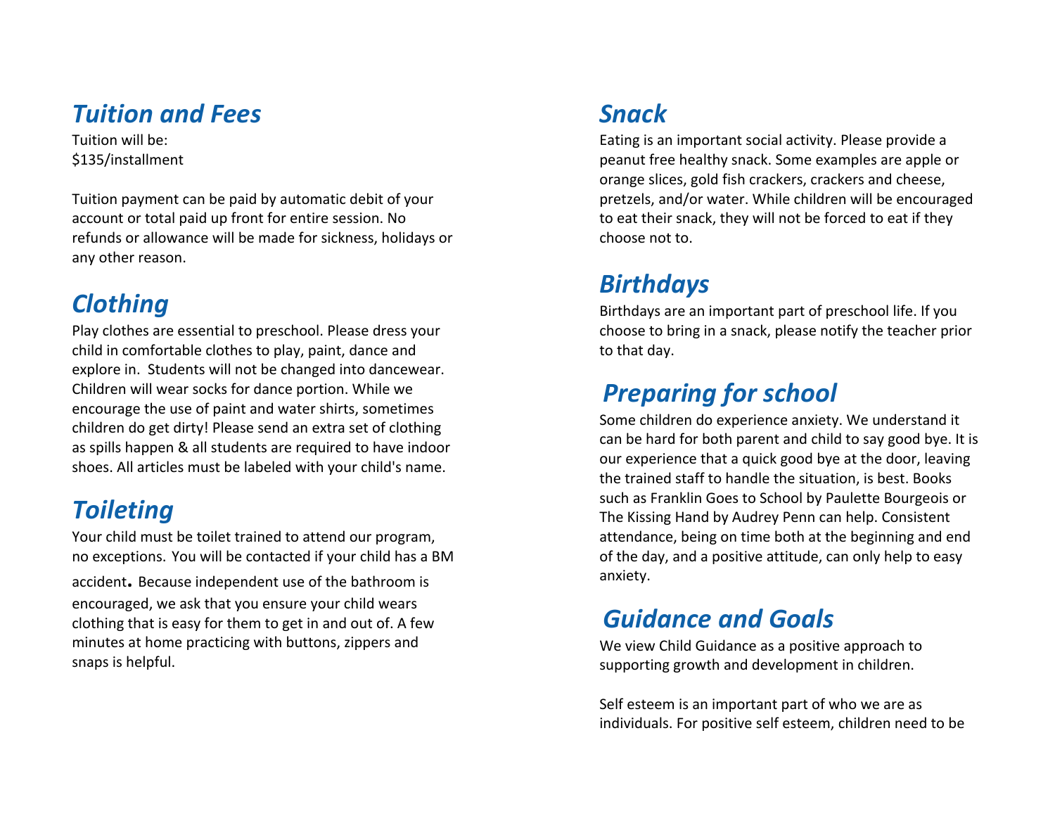## *Tuition and Fees*

Tuition will be:
$135/installment

Tuition payment can be paid by automatic debit of your account or total paid up front for entire session. No refunds or allowance will be made for sickness, holidays or any other reason.

## *Clothing*

Play clothes are essential to preschool. Please dress your child in comfortable clothes to play, paint, dance and explore in. Students will not be changed into dancewear. Children will wear socks for dance portion. While we encourage the use of paint and water shirts, sometimes children do get dirty! Please send an extra set of clothing as spills happen & all students are required to have indoor shoes. All articles must be labeled with your child's name.

## *Toileting*

Your child must be toilet trained to attend our program, no exceptions. You will be contacted if your child has a BM accident. Because independent use of the bathroom is encouraged, we ask that you ensure your child wears clothing that is easy for them to get in and out of. A few minutes at home practicing with buttons, zippers and snaps is helpful.

## *Snack*

Eating is an important social activity. Please provide a peanut free healthy snack. Some examples are apple or orange slices, gold fish crackers, crackers and cheese, pretzels, and/or water. While children will be encouraged to eat their snack, they will not be forced to eat if they choose not to.

## *Birthdays*

Birthdays are an important part of preschool life. If you choose to bring in a snack, please notify the teacher prior to that day.

## *Preparing for school*

Some children do experience anxiety. We understand it can be hard for both parent and child to say good bye. It is our experience that a quick good bye at the door, leaving the trained staff to handle the situation, is best. Books such as Franklin Goes to School by Paulette Bourgeois or The Kissing Hand by Audrey Penn can help. Consistent attendance, being on time both at the beginning and end of the day, and a positive attitude, can only help to easy anxiety.

## *Guidance and Goals*

We view Child Guidance as a positive approach to supporting growth and development in children.

Self esteem is an important part of who we are as individuals. For positive self esteem, children need to be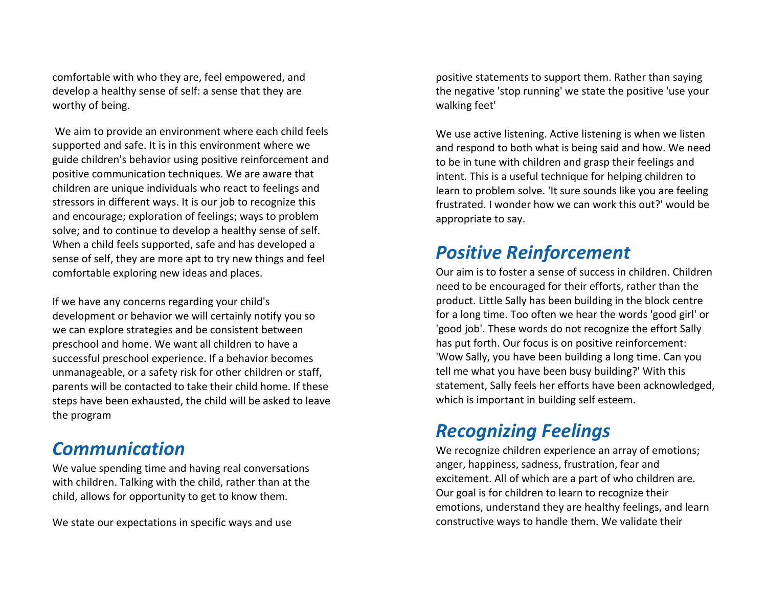comfortable with who they are, feel empowered, and develop a healthy sense of self: a sense that they are worthy of being.

We aim to provide an environment where each child feels supported and safe. It is in this environment where we guide children's behavior using positive reinforcement and positive communication techniques. We are aware that children are unique individuals who react to feelings and stressors in different ways. It is our job to recognize this and encourage; exploration of feelings; ways to problem solve; and to continue to develop a healthy sense of self. When a child feels supported, safe and has developed a sense of self, they are more apt to try new things and feel comfortable exploring new ideas and places.

If we have any concerns regarding your child's development or behavior we will certainly notify you so we can explore strategies and be consistent between preschool and home. We want all children to have a successful preschool experience. If a behavior becomes unmanageable, or a safety risk for other children or staff, parents will be contacted to take their child home. If these steps have been exhausted, the child will be asked to leave the program

## *Communication*

We value spending time and having real conversations with children. Talking with the child, rather than at the child, allows for opportunity to get to know them.

We state our expectations in specific ways and use positive statements to support them. Rather than saying the negative 'stop running' we state the positive 'use your walking feet'

We use active listening. Active listening is when we listen and respond to both what is being said and how. We need to be in tune with children and grasp their feelings and intent. This is a useful technique for helping children to learn to problem solve. 'It sure sounds like you are feeling frustrated. I wonder how we can work this out?' would be appropriate to say.

## *Positive Reinforcement*

Our aim is to foster a sense of success in children. Children need to be encouraged for their efforts, rather than the product. Little Sally has been building in the block centre for a long time. Too often we hear the words 'good girl' or 'good job'. These words do not recognize the effort Sally has put forth. Our focus is on positive reinforcement: 'Wow Sally, you have been building a long time. Can you tell me what you have been busy building?' With this statement, Sally feels her efforts have been acknowledged, which is important in building self esteem.

## *Recognizing Feelings*

We recognize children experience an array of emotions; anger, happiness, sadness, frustration, fear and excitement. All of which are a part of who children are. Our goal is for children to learn to recognize their emotions, understand they are healthy feelings, and learn constructive ways to handle them. We validate their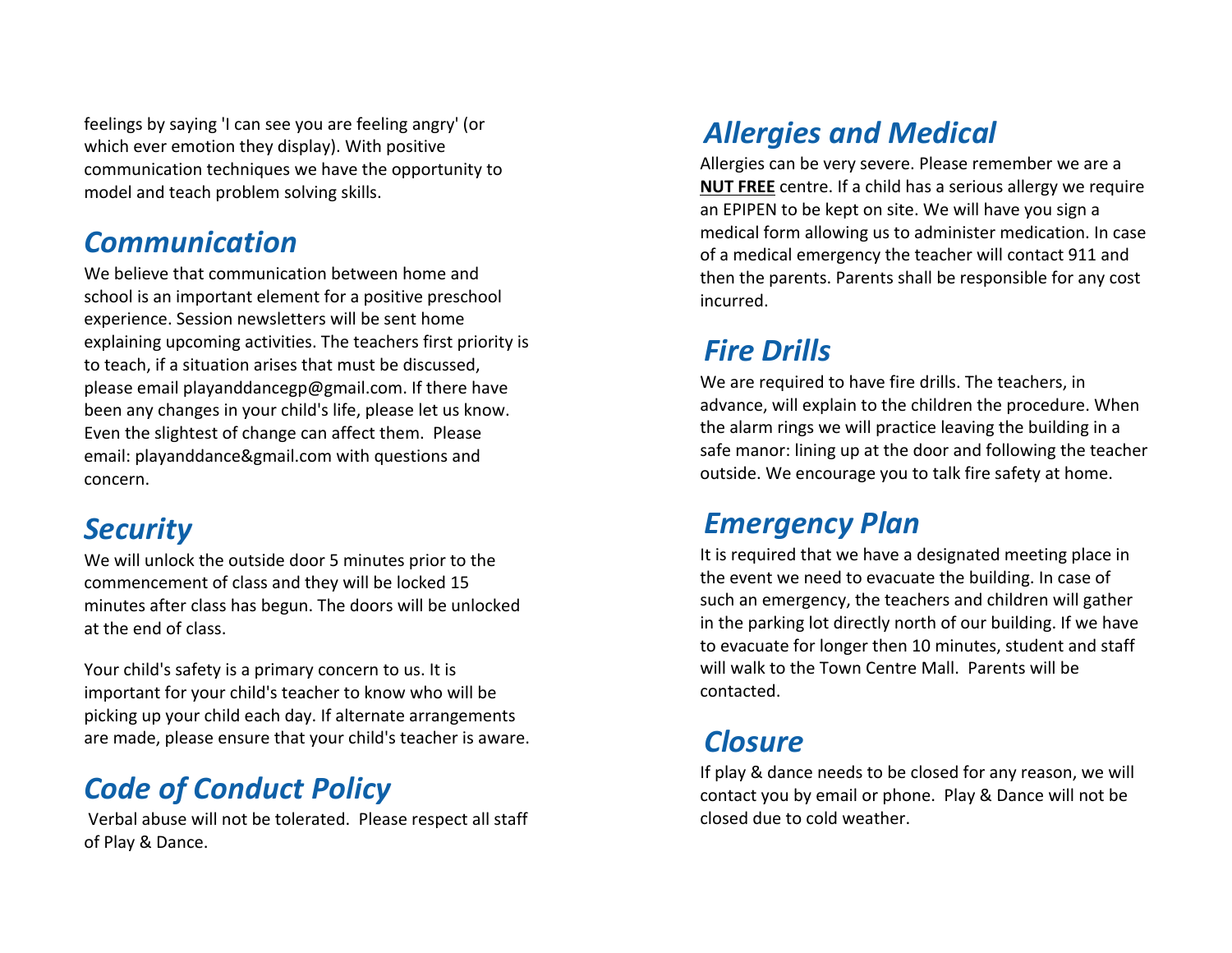feelings by saying 'I can see you are feeling angry' (or which ever emotion they display). With positive communication techniques we have the opportunity to model and teach problem solving skills.

## *Communication*

We believe that communication between home and school is an important element for a positive preschool experience. Session newsletters will be sent home explaining upcoming activities. The teachers first priority is to teach, if a situation arises that must be discussed, please email playanddancegp@gmail.com. If there have been any changes in your child's life, please let us know. Even the slightest of change can affect them. Please email: playanddance&gmail.com with questions and concern.

## *Security*

We will unlock the outside door 5 minutes prior to the commencement of class and they will be locked 15 minutes after class has begun. The doors will be unlocked at the end of class.

Your child's safety is a primary concern to us. It is important for your child's teacher to know who will be picking up your child each day. If alternate arrangements are made, please ensure that your child's teacher is aware.

## *Code of Conduct Policy*

Verbal abuse will not be tolerated. Please respect all staff of Play & Dance.

## *Allergies and Medical*

Allergies can be very severe. Please remember we are a **NUT FREE** centre. If a child has a serious allergy we require an EPIPEN to be kept on site. We will have you sign a medical form allowing us to administer medication. In case of a medical emergency the teacher will contact 911 and then the parents. Parents shall be responsible for any cost incurred.

## *Fire Drills*

We are required to have fire drills. The teachers, in advance, will explain to the children the procedure. When the alarm rings we will practice leaving the building in a safe manor: lining up at the door and following the teacher outside. We encourage you to talk fire safety at home.

## *Emergency Plan*

It is required that we have a designated meeting place in the event we need to evacuate the building. In case of such an emergency, the teachers and children will gather in the parking lot directly north of our building. If we have to evacuate for longer then 10 minutes, student and staff will walk to the Town Centre Mall. Parents will be contacted.

## *Closure*

If play & dance needs to be closed for any reason, we will contact you by email or phone. Play & Dance will not be closed due to cold weather.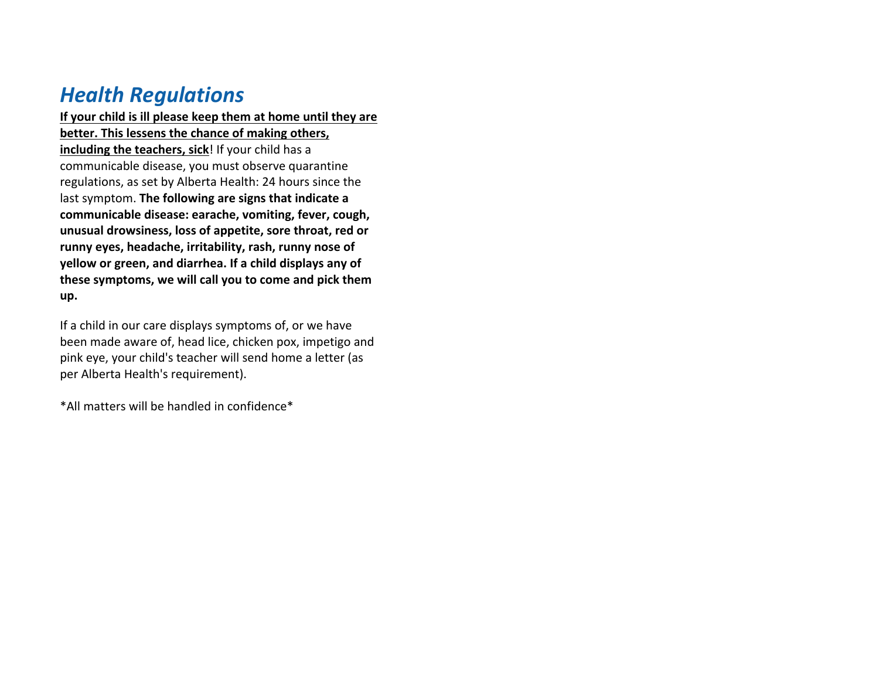## *Health Regulations*

**If your child is ill please keep them at home until they are better. This lessens the chance of making others, including the teachers, sick**! If your child has a communicable disease, you must observe quarantine regulations, as set by Alberta Health: 24 hours since the last symptom. **The following are signs that indicate a communicable disease: earache, vomiting, fever, cough, unusual drowsiness, loss of appetite, sore throat, red or runny eyes, headache, irritability, rash, runny nose of yellow or green, and diarrhea. If a child displays any of these symptoms, we will call you to come and pick them up.**

If a child in our care displays symptoms of, or we have been made aware of, head lice, chicken pox, impetigo and pink eye, your child's teacher will send home a letter (as per Alberta Health's requirement).

*All matters will be handled in confidence*